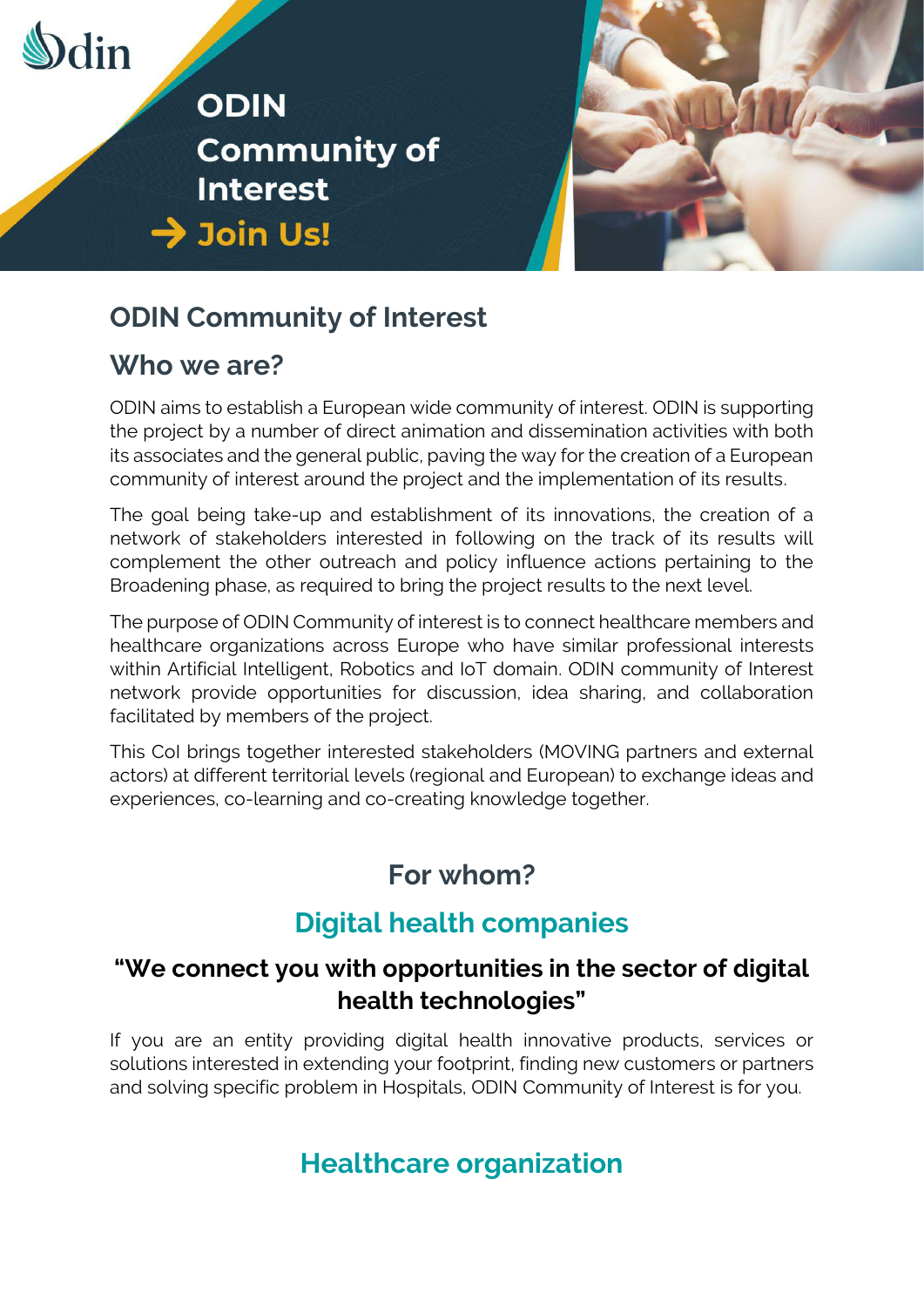# ODIN Community of Interest → Join Us!

## ODIN Community of Interest

## Who we are?

ODIN aims to establish a European wide community of interest. ODIN is supporting the project by a number of direct animation and dissemination activities with both its associates and the general public, paving the way for the creation of a European community of interest around the project and the implementation of its results.

The goal being take-up and establishment of its innovations, the creation of a network of stakeholders interested in following on the track of its results will complement the other outreach and policy influence actions pertaining to the Broadening phase, as required to bring the project results to the next level.

The purpose of ODIN Community of interest is to connect healthcare members and healthcare organizations across Europe who have similar professional interests within Artificial Intelligent, Robotics and IoT domain. ODIN community of Interest network provide opportunities for discussion, idea sharing, and collaboration facilitated by members of the project.

This CoI brings together interested stakeholders (MOVING partners and external actors) at different territorial levels (regional and European) to exchange ideas and experiences, co-learning and co-creating knowledge together.

## For whom?

### Digital health companies

**"We connect you with opportunities in the sector of digital health technologies"**

If you are an entity providing digital health innovative products, services or solutions interested in extending your footprint, finding new customers or partners and solving specific problem in Hospitals, ODIN Community of Interest is for you.

### Healthcare organization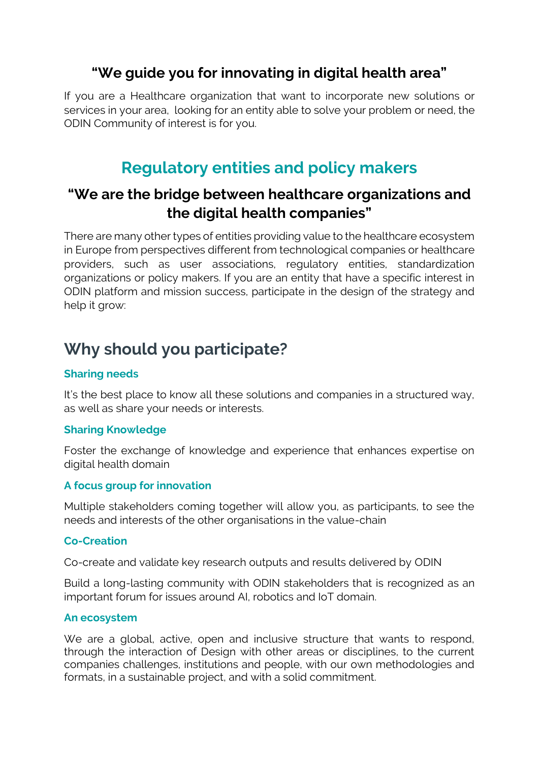### "We guide you for innovating in digital health area"

If you are a Healthcare organization that want to incorporate new solutions or services in your area, looking for an entity able to solve your problem or need, the ODIN Community of interest is for you.

## Regulatory entities and policy makers

### "We are the bridge between healthcare organizations and the digital health companies"

There are many other types of entities providing value to the healthcare ecosystem in Europe from perspectives different from technological companies or healthcare providers, such as user associations, regulatory entities, standardization organizations or policy makers. If you are an entity that have a specific interest in ODIN platform and mission success, participate in the design of the strategy and help it grow:

## Why should you participate?

#### Sharing needs

It's the best place to know all these solutions and companies in a structured way, as well as share your needs or interests.

#### Sharing Knowledge

Foster the exchange of knowledge and experience that enhances expertise on digital health domain

#### A focus group for innovation

Multiple stakeholders coming together will allow you, as participants, to see the needs and interests of the other organisations in the value-chain

#### Co-Creation

Co-create and validate key research outputs and results delivered by ODIN

Build a long-lasting community with ODIN stakeholders that is recognized as an important forum for issues around AI, robotics and IoT domain.

#### An ecosystem

We are a global, active, open and inclusive structure that wants to respond, through the interaction of Design with other areas or disciplines, to the current companies challenges, institutions and people, with our own methodologies and formats, in a sustainable project, and with a solid commitment.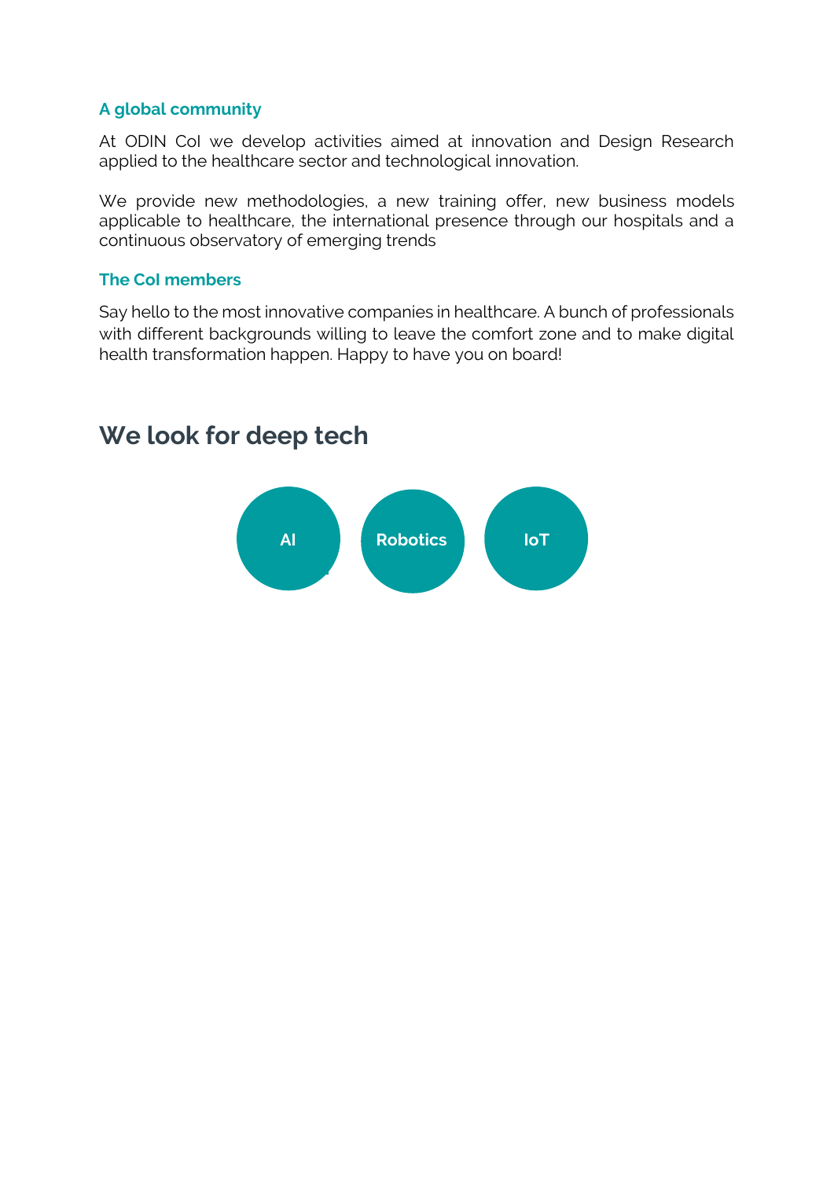### A global community

At ODIN CoI we develop activities aimed at innovation and Design Research applied to the healthcare sector and technological innovation.

We provide new methodologies, a new training offer, new business models applicable to healthcare, the international presence through our hospitals and a continuous observatory of emerging trends

### The CoI members

Say hello to the most innovative companies in healthcare. A bunch of professionals with different backgrounds willing to leave the comfort zone and to make digital health transformation happen. Happy to have you on board!

## We look for deep tech

AI

Robotics

IoT